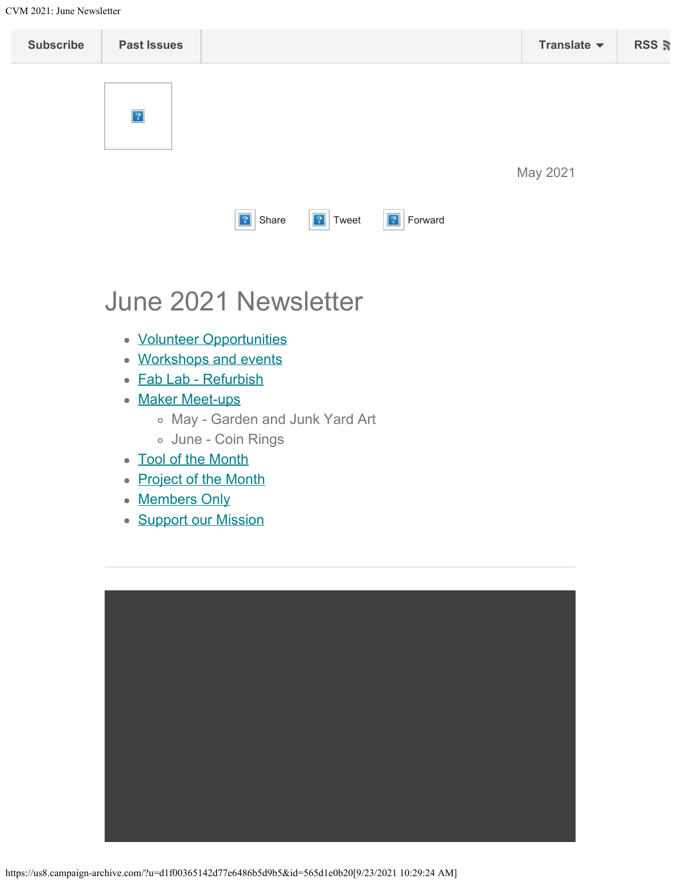Subscribe | Past Issues | Translate | RSS

May 2021

Share | Tweet | Forward

# June 2021 Newsletter

- Volunteer Opportunities
- Workshops and events
- Fab Lab - Refurbish
- Maker Meet-ups
  - May - Garden and Junk Yard Art
  - June - Coin Rings
- Tool of the Month
- Project of the Month
- Members Only
- Support our Mission

---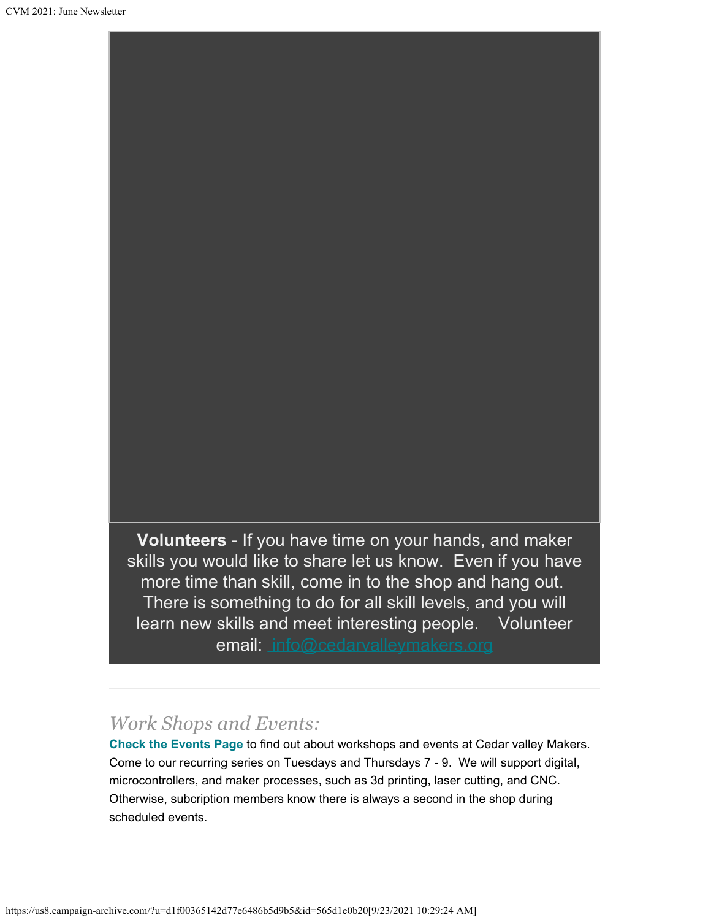**Volunteers** - If you have time on your hands, and maker skills you would like to share let us know. Even if you have more time than skill, come in to the shop and hang out. There is something to do for all skill levels, and you will learn new skills and meet interesting people. Volunteer email: info@cedarvalleymakers.org

---

## *Work Shops and Events:*

**Check the Events Page** to find out about workshops and events at Cedar valley Makers. Come to our recurring series on Tuesdays and Thursdays 7 - 9. We will support digital, microcontrollers, and maker processes, such as 3d printing, laser cutting, and CNC. Otherwise, subcription members know there is always a second in the shop during scheduled events.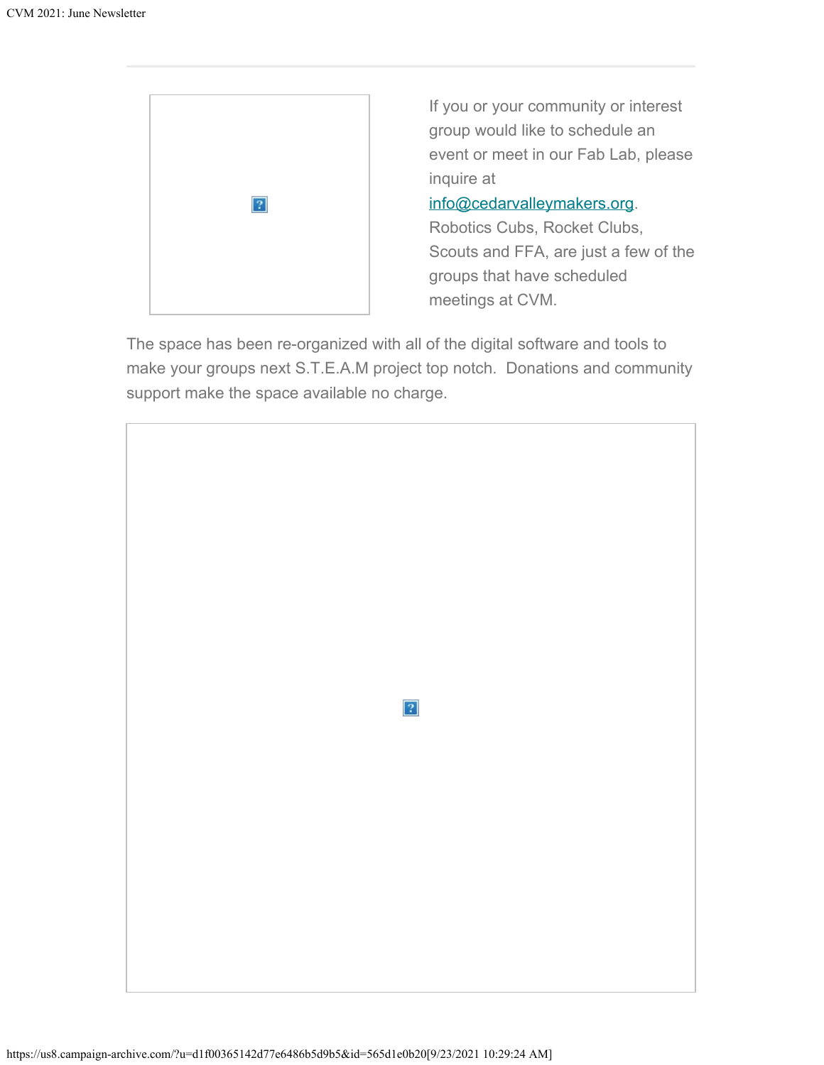If you or your community or interest group would like to schedule an event or meet in our Fab Lab, please inquire at [info@cedarvalleymakers.org](mailto:info@cedarvalleymakers.org). Robotics Cubs, Rocket Clubs, Scouts and FFA, are just a few of the groups that have scheduled meetings at CVM.

The space has been re-organized with all of the digital software and tools to make your groups next S.T.E.A.M project top notch.  Donations and community support make the space available no charge.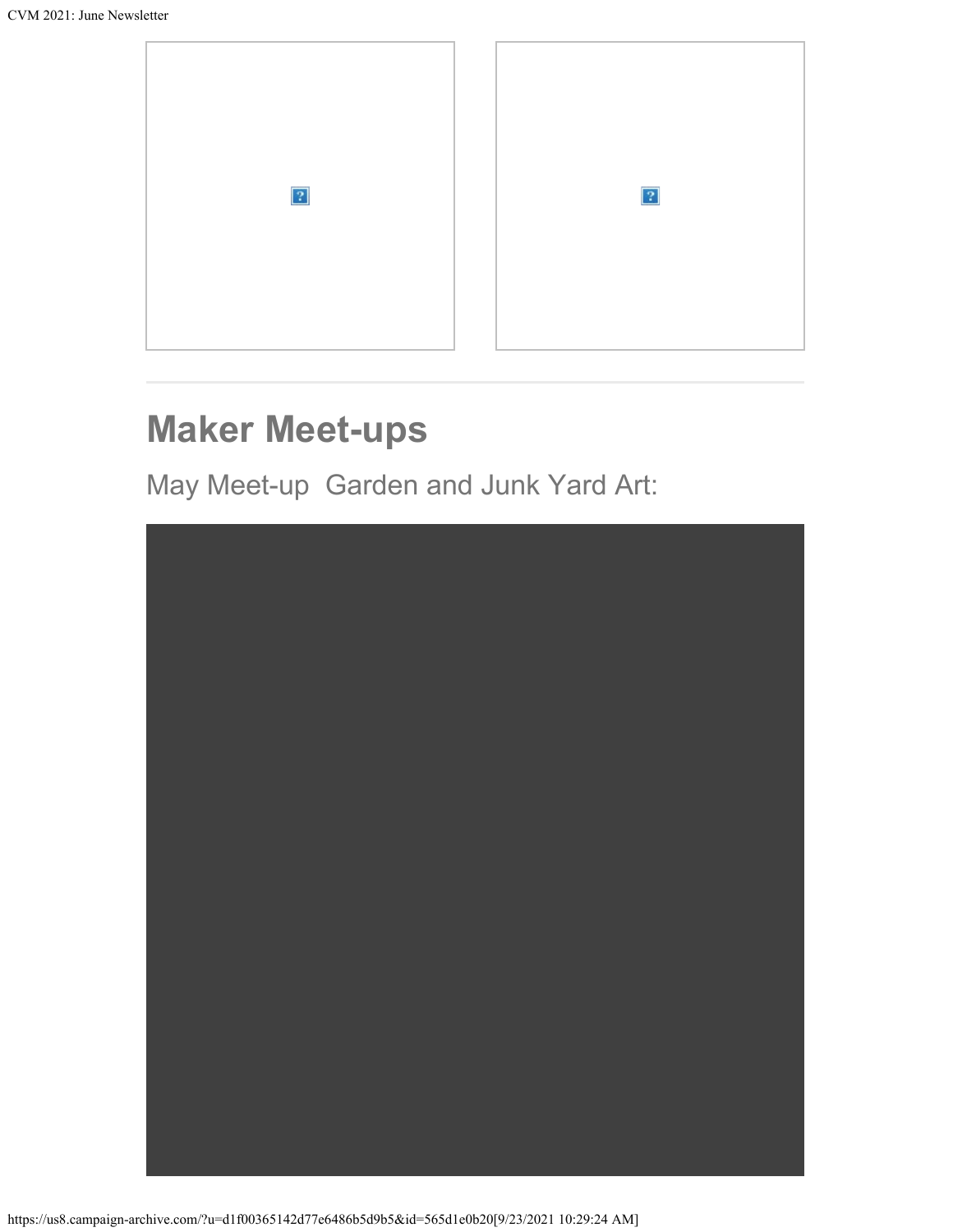## Maker Meet-ups

### May Meet-up  Garden and Junk Yard Art: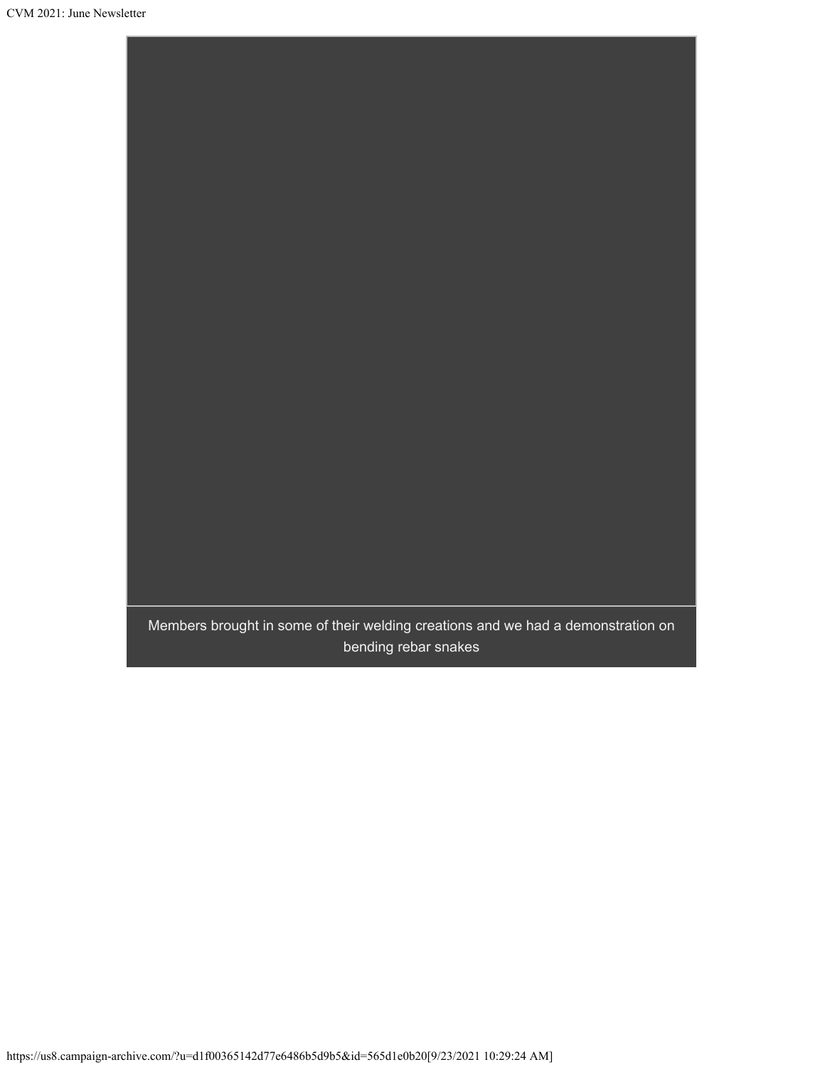Members brought in some of their welding creations and we had a demonstration on bending rebar snakes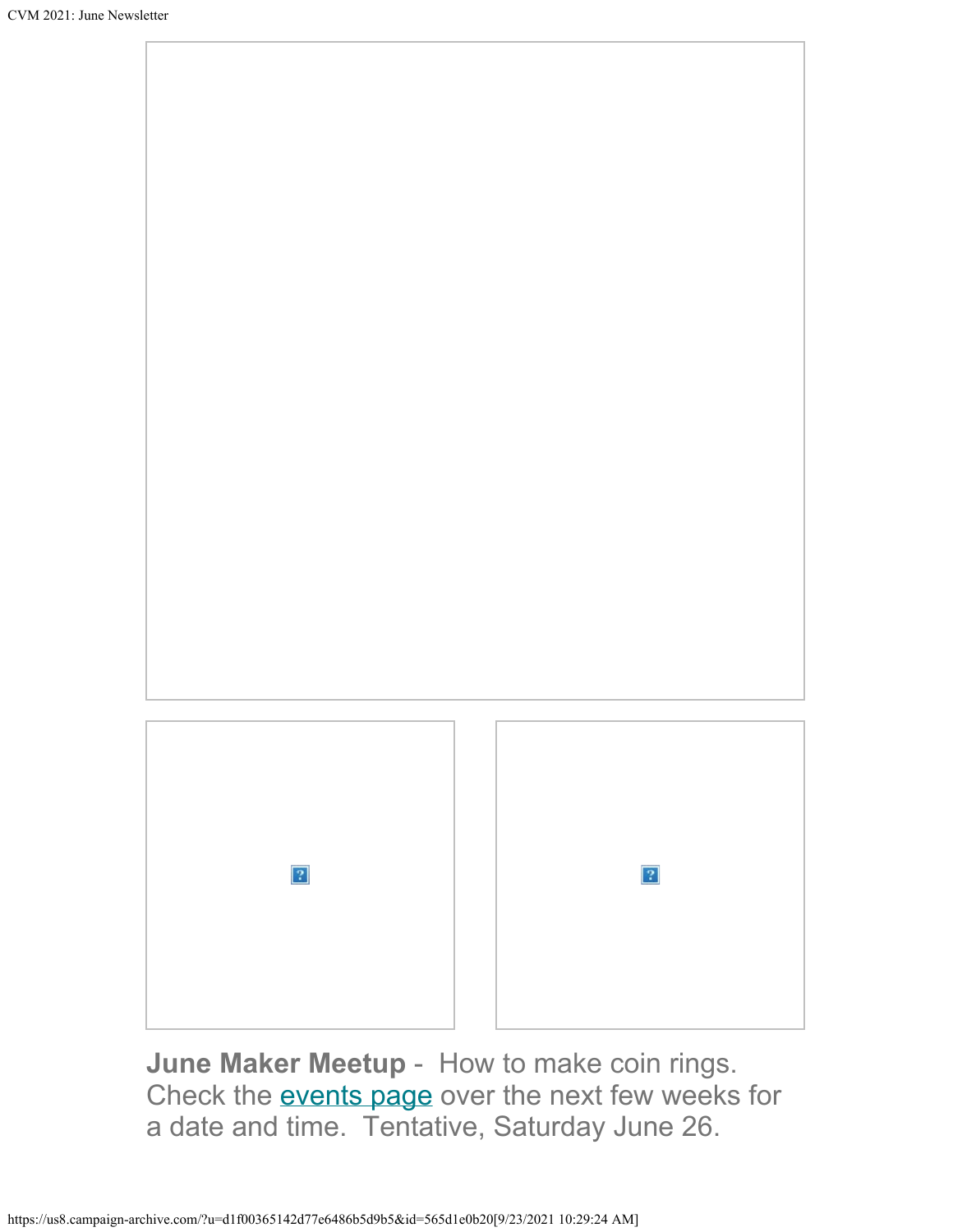**June Maker Meetup** - How to make coin rings. Check the events page over the next few weeks for a date and time. Tentative, Saturday June 26.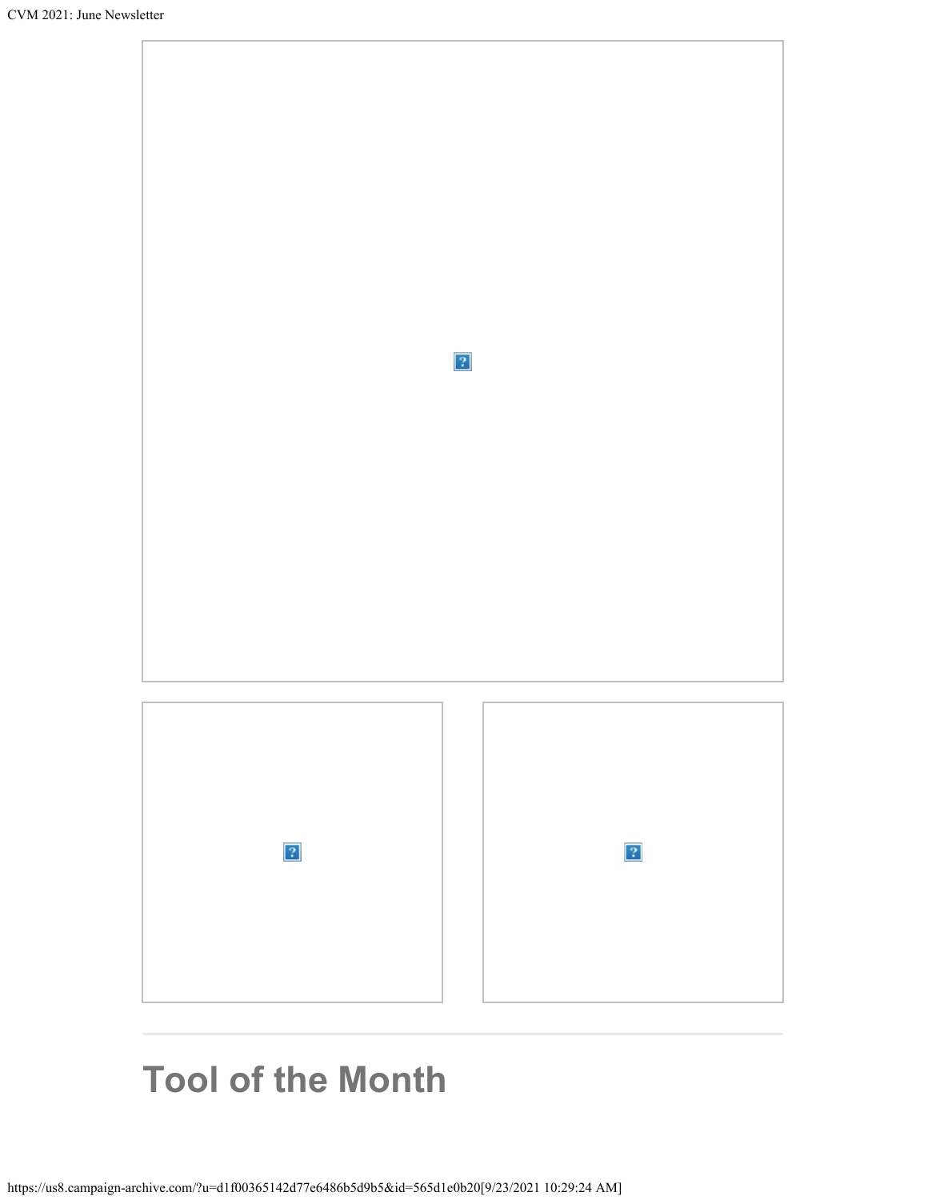## Tool of the Month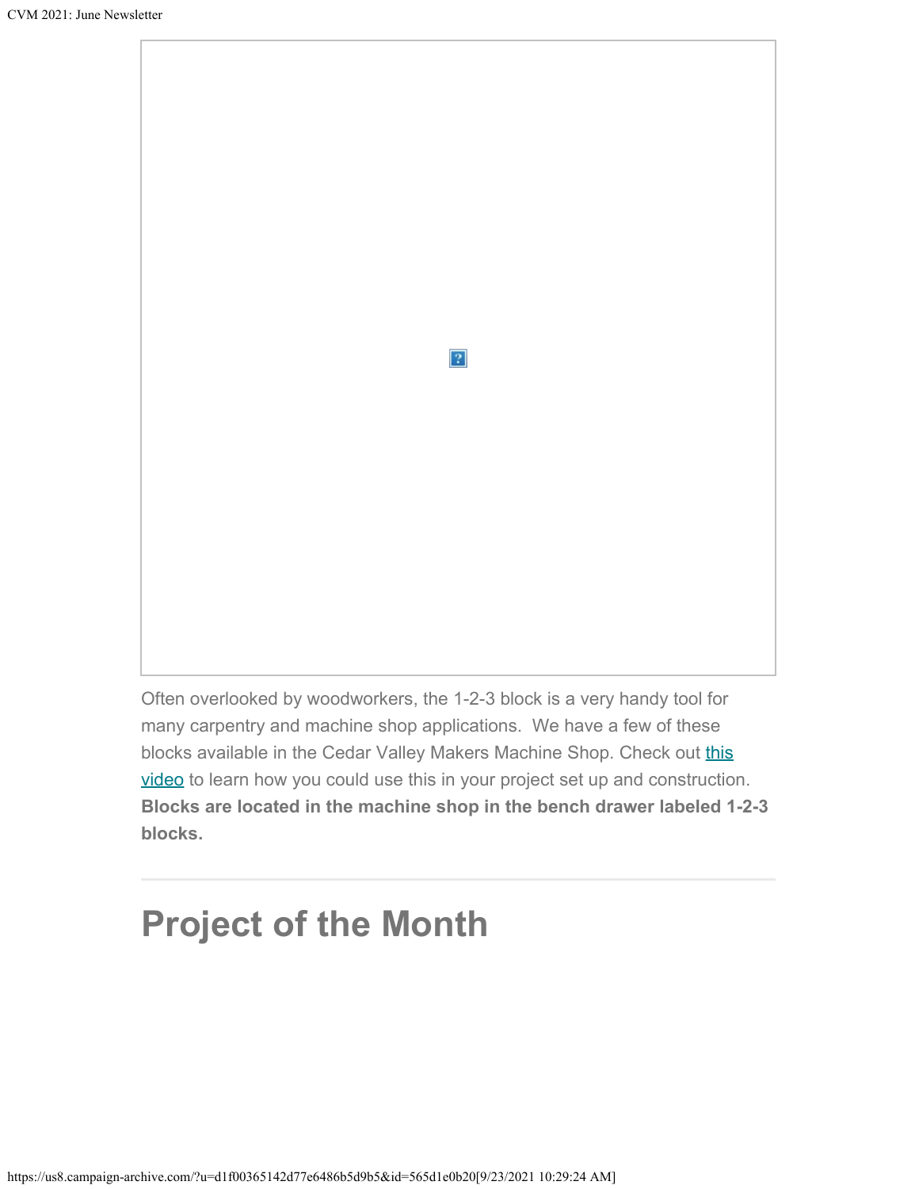Often overlooked by woodworkers, the 1-2-3 block is a very handy tool for many carpentry and machine shop applications.  We have a few of these blocks available in the Cedar Valley Makers Machine Shop. Check out [this video](#) to learn how you could use this in your project set up and construction. **Blocks are located in the machine shop in the bench drawer labeled 1-2-3 blocks.**

---

# Project of the Month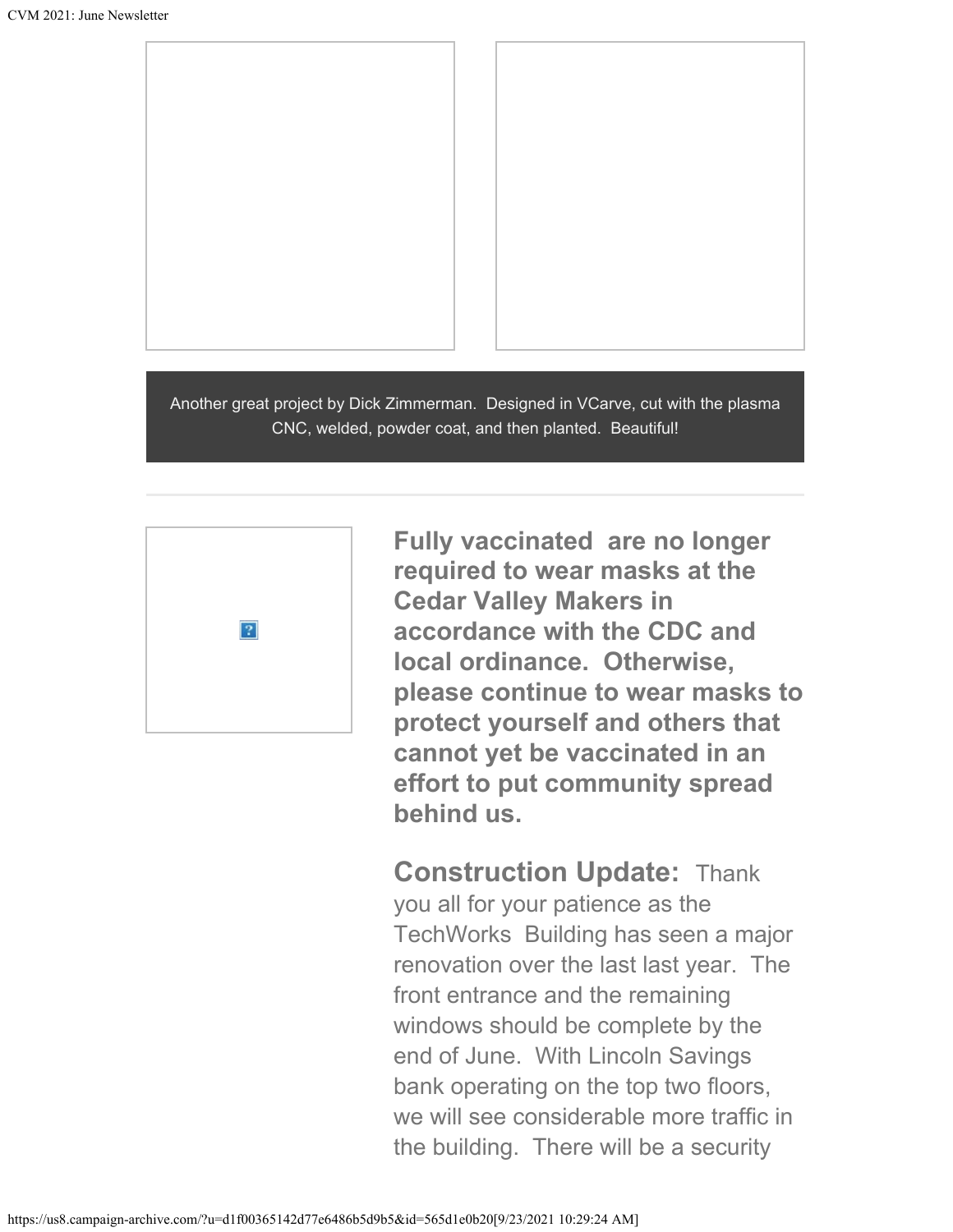Another great project by Dick Zimmerman.  Designed in VCarve, cut with the plasma CNC, welded, powder coat, and then planted.  Beautiful!

---

**Fully vaccinated  are no longer required to wear masks at the Cedar Valley Makers in accordance with the CDC and local ordinance.  Otherwise, please continue to wear masks to protect yourself and others that cannot yet be vaccinated in an effort to put community spread behind us.**

**Construction Update:** Thank you all for your patience as the TechWorks  Building has seen a major renovation over the last last year.  The front entrance and the remaining windows should be complete by the end of June.  With Lincoln Savings bank operating on the top two floors, we will see considerable more traffic in the building.  There will be a security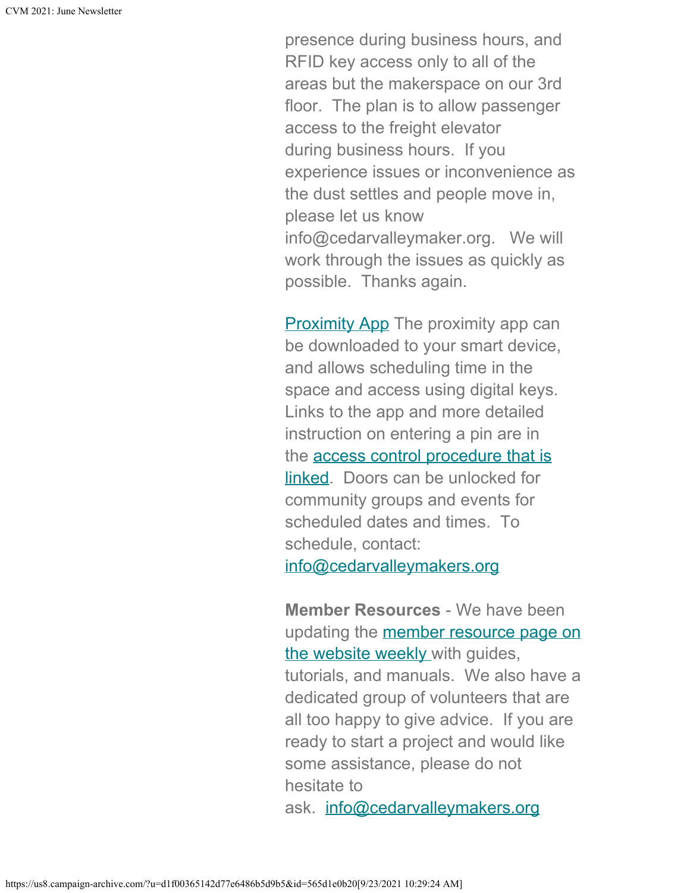presence during business hours, and RFID key access only to all of the areas but the makerspace on our 3rd floor.  The plan is to allow passenger access to the freight elevator during business hours.  If you experience issues or inconvenience as the dust settles and people move in, please let us know info@cedarvalleymaker.org.   We will work through the issues as quickly as possible.  Thanks again.

Proximity App The proximity app can be downloaded to your smart device, and allows scheduling time in the space and access using digital keys. Links to the app and more detailed instruction on entering a pin are in the access control procedure that is linked.  Doors can be unlocked for community groups and events for scheduled dates and times.  To schedule, contact: info@cedarvalleymakers.org

**Member Resources** - We have been updating the member resource page on the website weekly with guides, tutorials, and manuals.  We also have a dedicated group of volunteers that are all too happy to give advice.  If you are ready to start a project and would like some assistance, please do not hesitate to ask.  info@cedarvalleymakers.org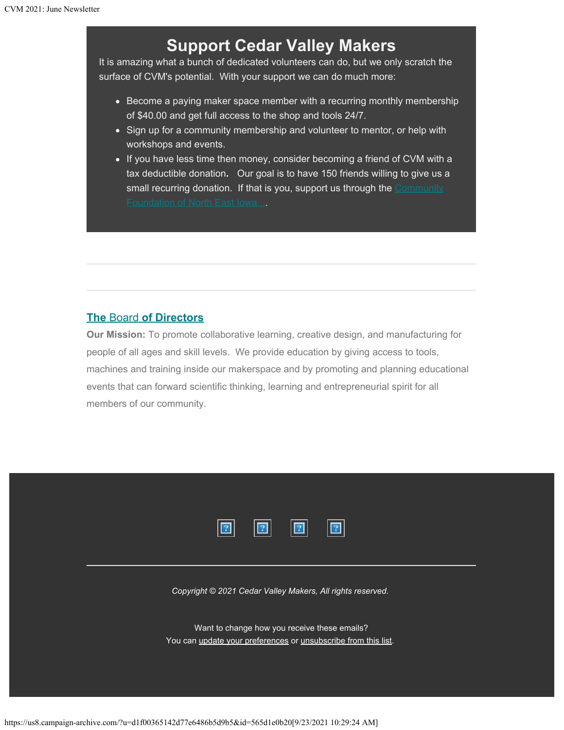## Support Cedar Valley Makers

It is amazing what a bunch of dedicated volunteers can do, but we only scratch the surface of CVM's potential. With your support we can do much more:

- Become a paying maker space member with a recurring monthly membership of $40.00 and get full access to the shop and tools 24/7.
- Sign up for a community membership and volunteer to mentor, or help with workshops and events.
- If you have less time then money, consider becoming a friend of CVM with a tax deductible donation**.** Our goal is to have 150 friends willing to give us a small recurring donation. If that is you, support us through the Community Foundation of North East Iowa....

---

---

### The Board of Directors

**Our Mission:** To promote collaborative learning, creative design, and manufacturing for people of all ages and skill levels. We provide education by giving access to tools, machines and training inside our makerspace and by promoting and planning educational events that can forward scientific thinking, learning and entrepreneurial spirit for all members of our community.

---

*Copyright © 2021 Cedar Valley Makers, All rights reserved.*

Want to change how you receive these emails?
You can update your preferences or unsubscribe from this list.